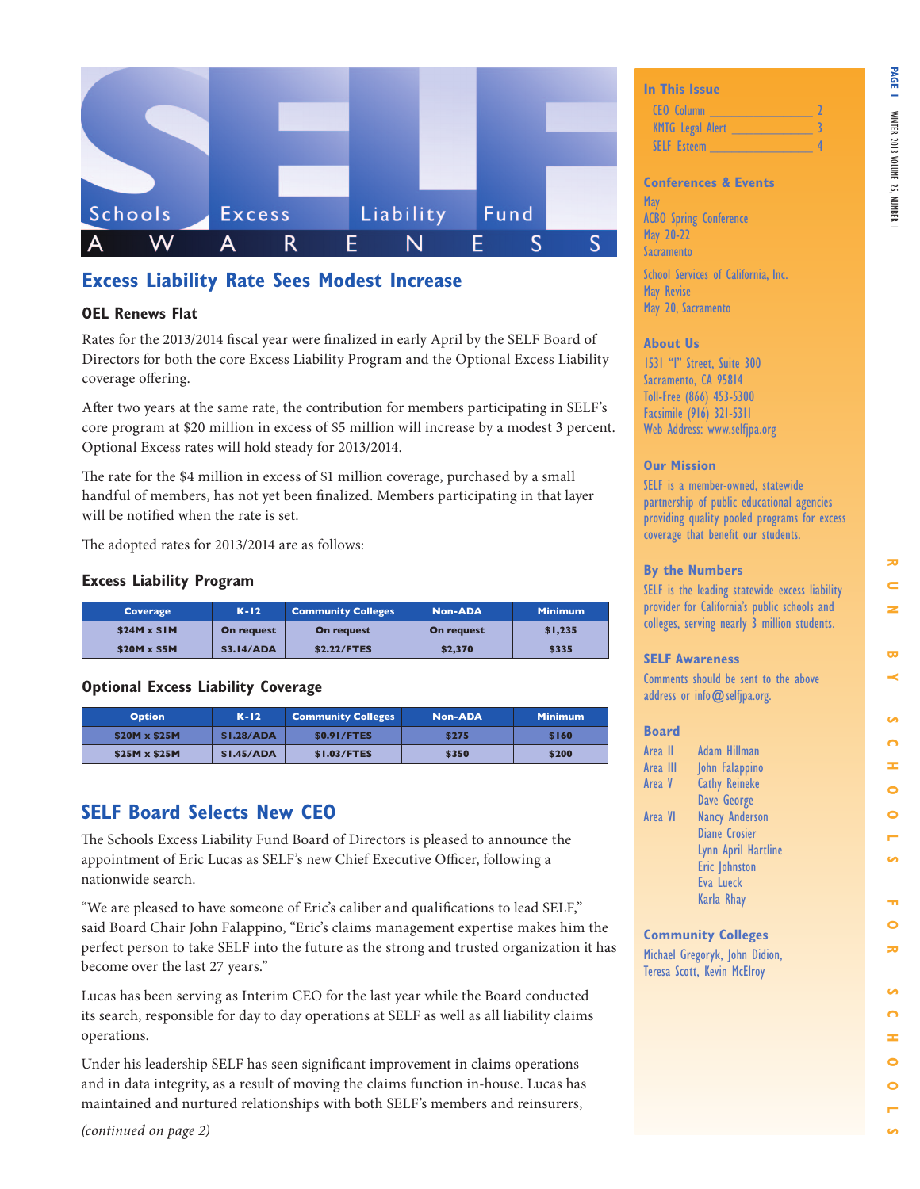# Schools Excess Liability Fund AWARENESS

## Excess Liability Rate Sees Modest Increase

### OEL Renews Flat

Rates for the 2013/2014 fiscal year were finalized in early April by the SELF Board of Directors for both the core Excess Liability Program and the Optional Excess Liability coverage offering.

After two years at the same rate, the contribution for members participating in SELF's core program at $20 million in excess of $5 million will increase by a modest 3 percent. Optional Excess rates will hold steady for 2013/2014.

The rate for the $4 million in excess of $1 million coverage, purchased by a small handful of members, has not yet been finalized. Members participating in that layer will be notified when the rate is set.

The adopted rates for 2013/2014 are as follows:

### Excess Liability Program

| Coverage | K-12 | Community Colleges | Non-ADA | Minimum |
|---|---|---|---|---|
| $24M x $1M | On request | On request | On request | $1,235 |
| $20M x $5M | $3.14/ADA | $2.22/FTES | $2,370 | $335 |

### Optional Excess Liability Coverage

| Option | K-12 | Community Colleges | Non-ADA | Minimum |
|---|---|---|---|---|
| $20M x $25M | $1.28/ADA | $0.91/FTES | $275 | $160 |
| $25M x $25M | $1.45/ADA | $1.03/FTES | $350 | $200 |

## SELF Board Selects New CEO

The Schools Excess Liability Fund Board of Directors is pleased to announce the appointment of Eric Lucas as SELF's new Chief Executive Officer, following a nationwide search.

"We are pleased to have someone of Eric's caliber and qualifications to lead SELF," said Board Chair John Falappino, "Eric's claims management expertise makes him the perfect person to take SELF into the future as the strong and trusted organization it has become over the last 27 years."

Lucas has been serving as Interim CEO for the last year while the Board conducted its search, responsible for day to day operations at SELF as well as all liability claims operations.

Under his leadership SELF has seen significant improvement in claims operations and in data integrity, as a result of moving the claims function in-house. Lucas has maintained and nurtured relationships with both SELF's members and reinsurers,

*(continued on page 2)*

### In This Issue

- CEO Column 2
- KMTG Legal Alert 3
- SELF Esteem 4

### Conferences & Events

May
ACBO Spring Conference
May 20-22
Sacramento

School Services of California, Inc.
May Revise
May 20, Sacramento

### About Us

1531 "I" Street, Suite 300
Sacramento, CA 95814
Toll-Free (866) 453-5300
Facsimile (916) 321-5311
Web Address: www.selfjpa.org

### Our Mission

SELF is a member-owned, statewide partnership of public educational agencies providing quality pooled programs for excess coverage that benefit our students.

### By the Numbers

SELF is the leading statewide excess liability provider for California's public schools and colleges, serving nearly 3 million students.

### SELF Awareness

Comments should be sent to the above address or info@selfjpa.org.

### Board

Area II — Adam Hillman
Area III — John Falappino
Area V — Cathy Reineke, Dave George
Area VI — Nancy Anderson, Diane Crosier, Lynn April Hartline, Eric Johnston, Eva Lueck, Karla Rhay

### Community Colleges

Michael Gregoryk, John Didion, Teresa Scott, Kevin McElroy

RUN BY SCHOOLS FOR SCHOOLS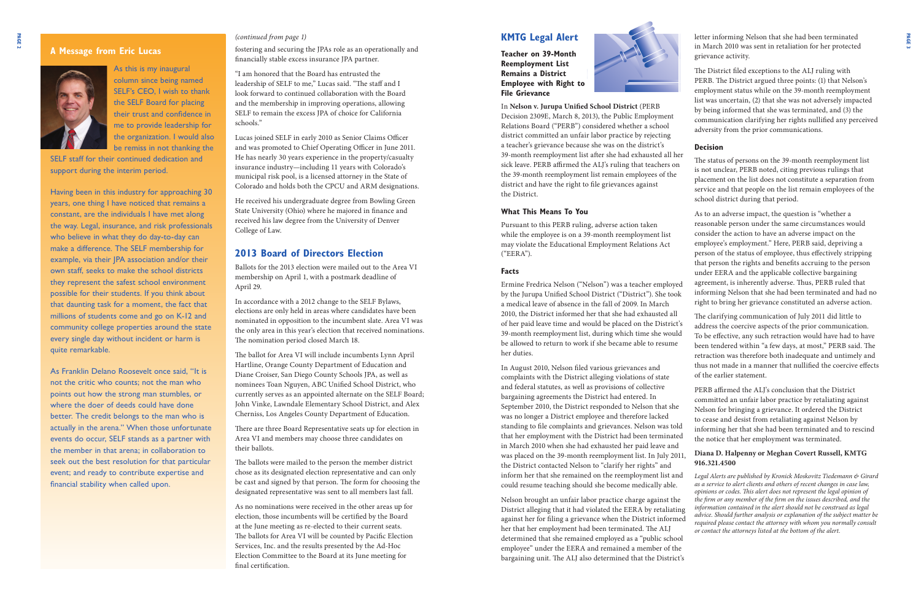## A Message from Eric Lucas

As this is my inaugural column since being named SELF's CEO, I wish to thank the SELF Board for placing their trust and confidence in me to provide leadership for the organization. I would also be remiss in not thanking the SELF staff for their continued dedication and support during the interim period.

Having been in this industry for approaching 30 years, one thing I have noticed that remains a constant, are the individuals I have met along the way. Legal, insurance, and risk professionals who believe in what they do day-to-day can make a difference. The SELF membership for example, via their JPA association and/or their own staff, seeks to make the school districts they represent the safest school environment possible for their students. If you think about that daunting task for a moment, the fact that millions of students come and go on K-12 and community college properties around the state every single day without incident or harm is quite remarkable.

As Franklin Delano Roosevelt once said, "It is not the critic who counts; not the man who points out how the strong man stumbles, or where the doer of deeds could have done better. The credit belongs to the man who is actually in the arena." When those unfortunate events do occur, SELF stands as a partner with the member in that arena; in collaboration to seek out the best resolution for that particular event; and ready to contribute expertise and financial stability when called upon.

*(continued from page 1)*

fostering and securing the JPAs role as an operationally and financially stable excess insurance JPA partner.

"I am honored that the Board has entrusted the leadership of SELF to me," Lucas said. "The staff and I look forward to continued collaboration with the Board and the membership in improving operations, allowing SELF to remain the excess JPA of choice for California schools."

Lucas joined SELF in early 2010 as Senior Claims Officer and was promoted to Chief Operating Officer in June 2011. He has nearly 30 years experience in the property/casualty insurance industry—including 11 years with Colorado's municipal risk pool, is a licensed attorney in the State of Colorado and holds both the CPCU and ARM designations.

He received his undergraduate degree from Bowling Green State University (Ohio) where he majored in finance and received his law degree from the University of Denver College of Law.

## 2013 Board of Directors Election

Ballots for the 2013 election were mailed out to the Area VI membership on April 1, with a postmark deadline of April 29.

In accordance with a 2012 change to the SELF Bylaws, elections are only held in areas where candidates have been nominated in opposition to the incumbent slate. Area VI was the only area in this year's election that received nominations. The nomination period closed March 18.

The ballot for Area VI will include incumbents Lynn April Hartline, Orange County Department of Education and Diane Croiser, San Diego County Schools JPA, as well as nominees Toan Nguyen, ABC Unified School District, who currently serves as an appointed alternate on the SELF Board; John Vinke, Lawndale Elementary School District, and Alex Cherniss, Los Angeles County Department of Education.

There are three Board Representative seats up for election in Area VI and members may choose three candidates on their ballots.

The ballots were mailed to the person the member district chose as its designated election representative and can only be cast and signed by that person. The form for choosing the designated representative was sent to all members last fall.

As no nominations were received in the other areas up for election, those incumbents will be certified by the Board at the June meeting as re-elected to their current seats. The ballots for Area VI will be counted by Pacific Election Services, Inc. and the results presented by the Ad-Hoc Election Committee to the Board at its June meeting for final certification.

## KMTG Legal Alert

**Teacher on 39-Month Reemployment List Remains a District Employee with Right to File Grievance**

In **Nelson v. Jurupa Unified School District** (PERB Decision 2309E, March 8, 2013), the Public Employment Relations Board ("PERB") considered whether a school district committed an unfair labor practice by rejecting a teacher's grievance because she was on the district's 39-month reemployment list after she had exhausted all her sick leave. PERB affirmed the ALJ's ruling that teachers on the 39-month reemployment list remain employees of the district and have the right to file grievances against the District.

### What This Means To You

Pursuant to this PERB ruling, adverse action taken while the employee is on a 39-month reemployment list may violate the Educational Employment Relations Act ("EERA").

### Facts

Ermine Fredrica Nelson ("Nelson") was a teacher employed by the Jurupa Unified School District ("District"). She took a medical leave of absence in the fall of 2009. In March 2010, the District informed her that she had exhausted all of her paid leave time and would be placed on the District's 39-month reemployment list, during which time she would be allowed to return to work if she became able to resume her duties.

In August 2010, Nelson filed various grievances and complaints with the District alleging violations of state and federal statutes, as well as provisions of collective bargaining agreements the District had entered. In September 2010, the District responded to Nelson that she was no longer a District employee and therefore lacked standing to file complaints and grievances. Nelson was told that her employment with the District had been terminated in March 2010 when she had exhausted her paid leave and was placed on the 39-month reemployment list. In July 2011, the District contacted Nelson to "clarify her rights" and inform her that she remained on the reemployment list and could resume teaching should she become medically able.

Nelson brought an unfair labor practice charge against the District alleging that it had violated the EERA by retaliating against her for filing a grievance when the District informed her that her employment had been terminated. The ALJ determined that she remained employed as a "public school employee" under the EERA and remained a member of the bargaining unit. The ALJ also determined that the District's letter informing Nelson that she had been terminated in March 2010 was sent in retaliation for her protected grievance activity.

The District filed exceptions to the ALJ ruling with PERB. The District argued three points: (1) that Nelson's employment status while on the 39-month reemployment list was uncertain, (2) that she was not adversely impacted by being informed that she was terminated, and (3) the communication clarifying her rights nullified any perceived adversity from the prior communications.

### Decision

The status of persons on the 39-month reemployment list is not unclear, PERB noted, citing previous rulings that placement on the list does not constitute a separation from service and that people on the list remain employees of the school district during that period.

As to an adverse impact, the question is "whether a reasonable person under the same circumstances would consider the action to have an adverse impact on the employee's employment." Here, PERB said, depriving a person of the status of employee, thus effectively stripping that person the rights and benefits accruing to the person under EERA and the applicable collective bargaining agreement, is inherently adverse. Thus, PERB ruled that informing Nelson that she had been terminated and had no right to bring her grievance constituted an adverse action.

The clarifying communication of July 2011 did little to address the coercive aspects of the prior communication. To be effective, any such retraction would have had to have been tendered within "a few days, at most," PERB said. The retraction was therefore both inadequate and untimely and thus not made in a manner that nullified the coercive effects of the earlier statement.

PERB affirmed the ALJ's conclusion that the District committed an unfair labor practice by retaliating against Nelson for bringing a grievance. It ordered the District to cease and desist from retaliating against Nelson by informing her that she had been terminated and to rescind the notice that her employment was terminated.

**Diana D. Halpenny or Meghan Covert Russell, KMTG 916.321.4500**

*Legal Alerts are published by Kronick Moskovitz Tiedemann & Girard as a service to alert clients and others of recent changes in case law, opinions or codes. This alert does not represent the legal opinion of the firm or any member of the firm on the issues described, and the information contained in the alert should not be construed as legal advice. Should further analysis or explanation of the subject matter be required please contact the attorney with whom you normally consult or contact the attorneys listed at the bottom of the alert.*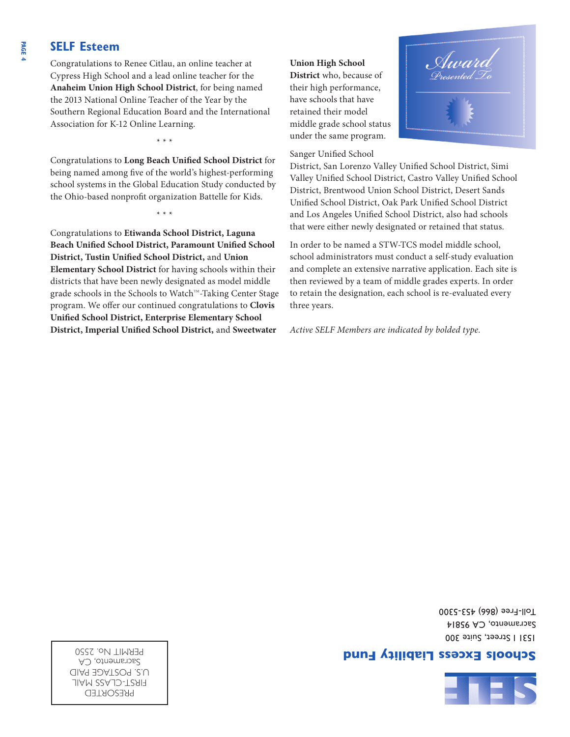## SELF Esteem

Congratulations to Renee Citlau, an online teacher at Cypress High School and a lead online teacher for the **Anaheim Union High School District**, for being named the 2013 National Online Teacher of the Year by the Southern Regional Education Board and the International Association for K-12 Online Learning.

\* \* \*

Congratulations to **Long Beach Unified School District** for being named among five of the world's highest-performing school systems in the Global Education Study conducted by the Ohio-based nonprofit organization Battelle for Kids.

\* \* \*

Congratulations to **Etiwanda School District, Laguna Beach Unified School District, Paramount Unified School District, Tustin Unified School District,** and **Union Elementary School District** for having schools within their districts that have been newly designated as model middle grade schools in the Schools to Watch™-Taking Center Stage program. We offer our continued congratulations to **Clovis Unified School District, Enterprise Elementary School District, Imperial Unified School District,** and **Sweetwater Union High School District** who, because of their high performance, have schools that have retained their model middle grade school status under the same program.

Sanger Unified School District, San Lorenzo Valley Unified School District, Simi Valley Unified School District, Castro Valley Unified School District, Brentwood Union School District, Desert Sands Unified School District, Oak Park Unified School District and Los Angeles Unified School District, also had schools that were either newly designated or retained that status.

In order to be named a STW-TCS model middle school, school administrators must conduct a self-study evaluation and complete an extensive narrative application. Each site is then reviewed by a team of middle grades experts. In order to retain the designation, each school is re-evaluated every three years.

*Active SELF Members are indicated by bolded type.*

**Schools Excess Liability Fund**
1531 I Street, Suite 300
Sacramento, CA 95814
Toll-Free (866) 453-5300

PRESORTED
FIRST-CLASS MAIL
U.S. POSTAGE PAID
Sacramento, CA
PERMIT No. 2550